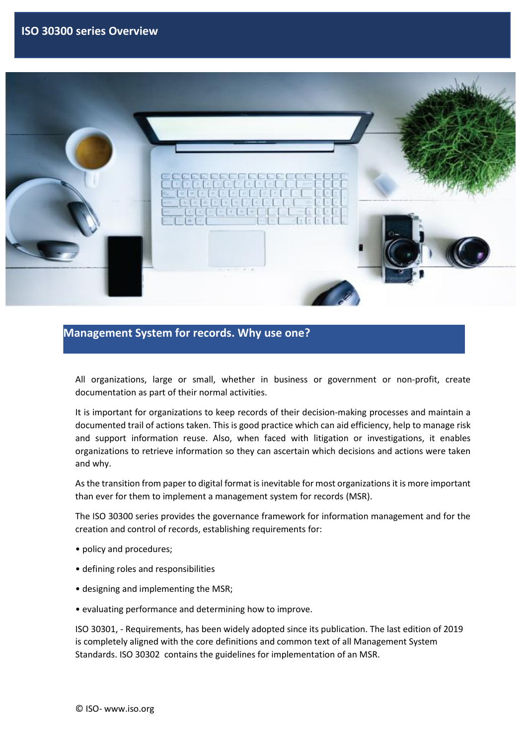# ISO 30300 series Overview

## Management System for records. Why use one?

All organizations, large or small, whether in business or government or non-profit, create documentation as part of their normal activities.

It is important for organizations to keep records of their decision-making processes and maintain a documented trail of actions taken. This is good practice which can aid efficiency, help to manage risk and support information reuse. Also, when faced with litigation or investigations, it enables organizations to retrieve information so they can ascertain which decisions and actions were taken and why.

As the transition from paper to digital format is inevitable for most organizations it is more important than ever for them to implement a management system for records (MSR).

The ISO 30300 series provides the governance framework for information management and for the creation and control of records, establishing requirements for:

- policy and procedures;
- defining roles and responsibilities
- designing and implementing the MSR;
- evaluating performance and determining how to improve.

ISO 30301, - Requirements, has been widely adopted since its publication. The last edition of 2019 is completely aligned with the core definitions and common text of all Management System Standards. ISO 30302 contains the guidelines for implementation of an MSR.

© ISO- www.iso.org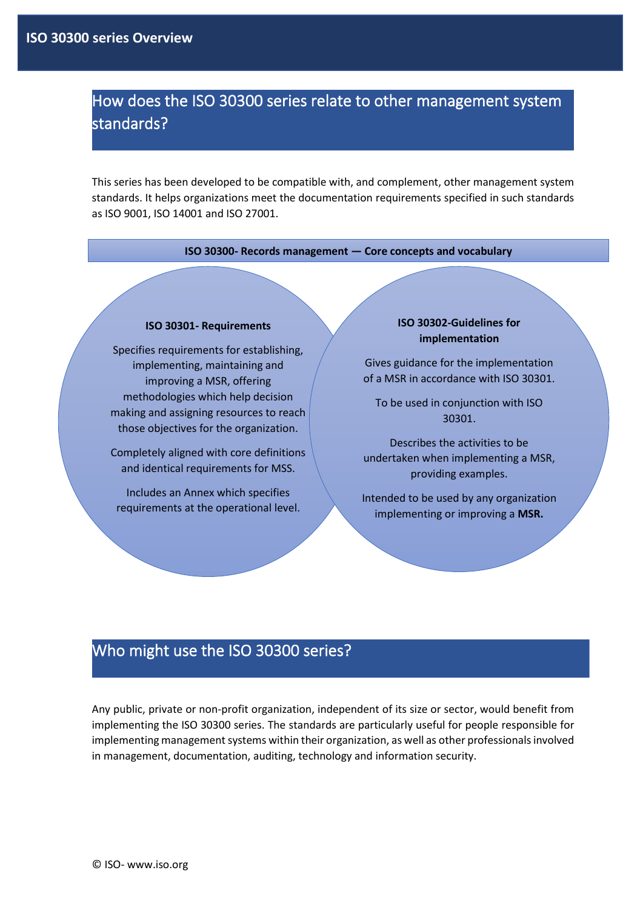ISO 30300 series Overview

## How does the ISO 30300 series relate to other management system standards?

This series has been developed to be compatible with, and complement, other management system standards. It helps organizations meet the documentation requirements specified in such standards as ISO 9001, ISO 14001 and ISO 27001.

**ISO 30300- Records management — Core concepts and vocabulary**

**ISO 30301- Requirements**

Specifies requirements for establishing, implementing, maintaining and improving a MSR, offering methodologies which help decision making and assigning resources to reach those objectives for the organization.

Completely aligned with core definitions and identical requirements for MSS.

Includes an Annex which specifies requirements at the operational level.

**ISO 30302-Guidelines for implementation**

Gives guidance for the implementation of a MSR in accordance with ISO 30301.

To be used in conjunction with ISO 30301.

Describes the activities to be undertaken when implementing a MSR, providing examples.

Intended to be used by any organization implementing or improving a **MSR.**

## Who might use the ISO 30300 series?

Any public, private or non-profit organization, independent of its size or sector, would benefit from implementing the ISO 30300 series. The standards are particularly useful for people responsible for implementing management systems within their organization, as well as other professionals involved in management, documentation, auditing, technology and information security.

© ISO- www.iso.org